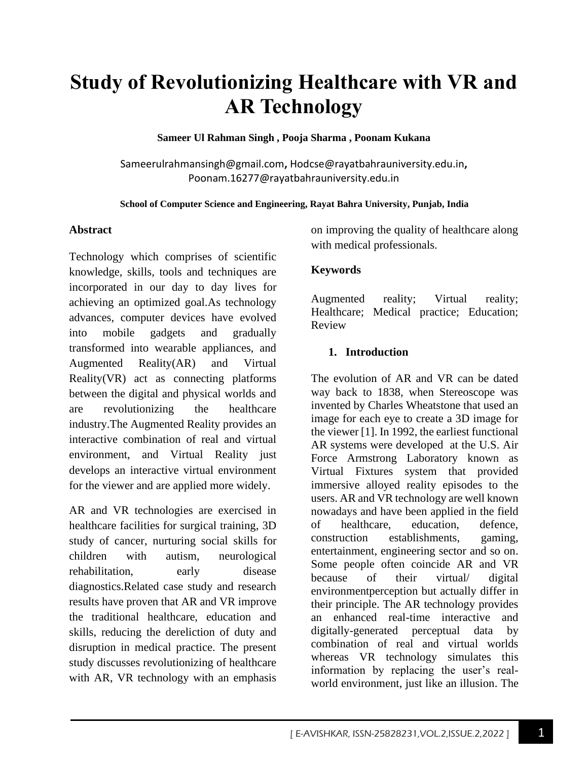# Study of Revolutionizing Healthcare with VR and AR Technology

**Sameer Ul Rahman Singh , Pooja Sharma , Poonam Kukana**

Sameerulrahmansingh@gmail.com, Hodcse@rayatbahrauniversity.edu.in, Poonam.16277@rayatbahrauniversity.edu.in

**School of Computer Science and Engineering, Rayat Bahra University, Punjab, India**

## Abstract

Technology which comprises of scientific knowledge, skills, tools and techniques are incorporated in our day to day lives for achieving an optimized goal.As technology advances, computer devices have evolved into mobile gadgets and gradually transformed into wearable appliances, and Augmented Reality(AR) and Virtual Reality(VR) act as connecting platforms between the digital and physical worlds and are revolutionizing the healthcare industry.The Augmented Reality provides an interactive combination of real and virtual environment, and Virtual Reality just develops an interactive virtual environment for the viewer and are applied more widely.

AR and VR technologies are exercised in healthcare facilities for surgical training, 3D study of cancer, nurturing social skills for children with autism, neurological rehabilitation, early disease diagnostics.Related case study and research results have proven that AR and VR improve the traditional healthcare, education and skills, reducing the dereliction of duty and disruption in medical practice. The present study discusses revolutionizing of healthcare with AR, VR technology with an emphasis on improving the quality of healthcare along with medical professionals.

## Keywords

Augmented reality; Virtual reality; Healthcare; Medical practice; Education; Review

## 1. Introduction

The evolution of AR and VR can be dated way back to 1838, when Stereoscope was invented by Charles Wheatstone that used an image for each eye to create a 3D image for the viewer [1]. In 1992, the earliest functional AR systems were developed at the U.S. Air Force Armstrong Laboratory known as Virtual Fixtures system that provided immersive alloyed reality episodes to the users. AR and VR technology are well known nowadays and have been applied in the field of healthcare, education, defence, construction establishments, gaming, entertainment, engineering sector and so on. Some people often coincide AR and VR because of their virtual/ digital environmentperception but actually differ in their principle. The AR technology provides an enhanced real-time interactive and digitally-generated perceptual data by combination of real and virtual worlds whereas VR technology simulates this information by replacing the user's real-world environment, just like an illusion. The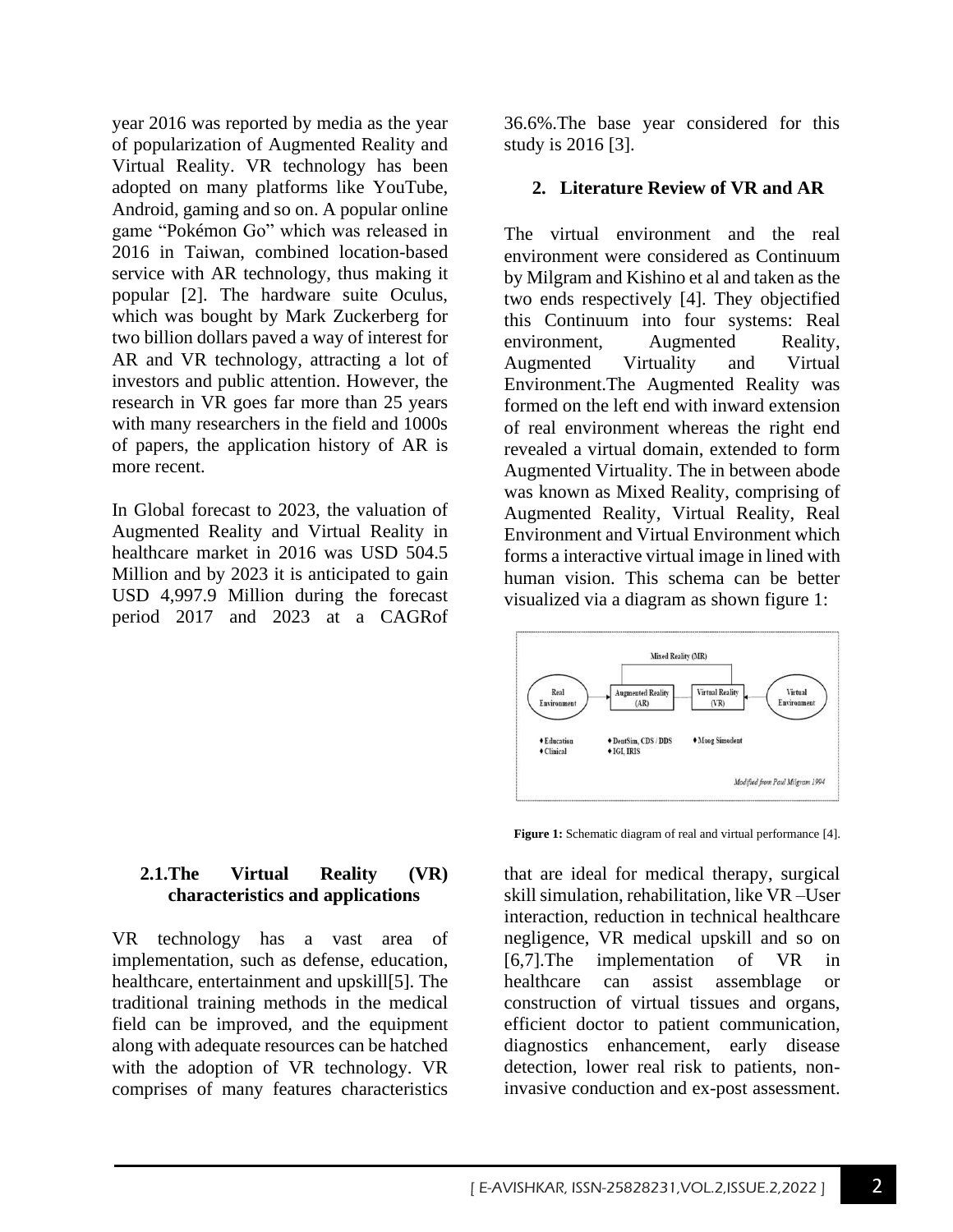year 2016 was reported by media as the year of popularization of Augmented Reality and Virtual Reality. VR technology has been adopted on many platforms like YouTube, Android, gaming and so on. A popular online game "Pokémon Go" which was released in 2016 in Taiwan, combined location-based service with AR technology, thus making it popular [2]. The hardware suite Oculus, which was bought by Mark Zuckerberg for two billion dollars paved a way of interest for AR and VR technology, attracting a lot of investors and public attention. However, the research in VR goes far more than 25 years with many researchers in the field and 1000s of papers, the application history of AR is more recent.

In Global forecast to 2023, the valuation of Augmented Reality and Virtual Reality in healthcare market in 2016 was USD 504.5 Million and by 2023 it is anticipated to gain USD 4,997.9 Million during the forecast period 2017 and 2023 at a CAGRof 36.6%.The base year considered for this study is 2016 [3].

## 2. Literature Review of VR and AR

The virtual environment and the real environment were considered as Continuum by Milgram and Kishino et al and taken as the two ends respectively [4]. They objectified this Continuum into four systems: Real environment, Augmented Reality, Augmented Virtuality and Virtual Environment.The Augmented Reality was formed on the left end with inward extension of real environment whereas the right end revealed a virtual domain, extended to form Augmented Virtuality. The in between abode was known as Mixed Reality, comprising of Augmented Reality, Virtual Reality, Real Environment and Virtual Environment which forms a interactive virtual image in lined with human vision. This schema can be better visualized via a diagram as shown figure 1:

Mixed Reality (MR)

Real Environment → Augmented Reality (AR) | Virtual Reality (VR) ← Virtual Environment

♦ Education ♦ Clinical | ♦ DentSim, CDS / DDS ♦ IGI, IRIS | ♦ Moog Simodent

*Modified from Paul Milgram 1994*

**Figure 1:** Schematic diagram of real and virtual performance [4].

### 2.1.The Virtual Reality (VR) characteristics and applications

VR technology has a vast area of implementation, such as defense, education, healthcare, entertainment and upskill[5]. The traditional training methods in the medical field can be improved, and the equipment along with adequate resources can be hatched with the adoption of VR technology. VR comprises of many features characteristics that are ideal for medical therapy, surgical skill simulation, rehabilitation, like VR –User interaction, reduction in technical healthcare negligence, VR medical upskill and so on [6,7].The implementation of VR in healthcare can assist assemblage or construction of virtual tissues and organs, efficient doctor to patient communication, diagnostics enhancement, early disease detection, lower real risk to patients, non-invasive conduction and ex-post assessment.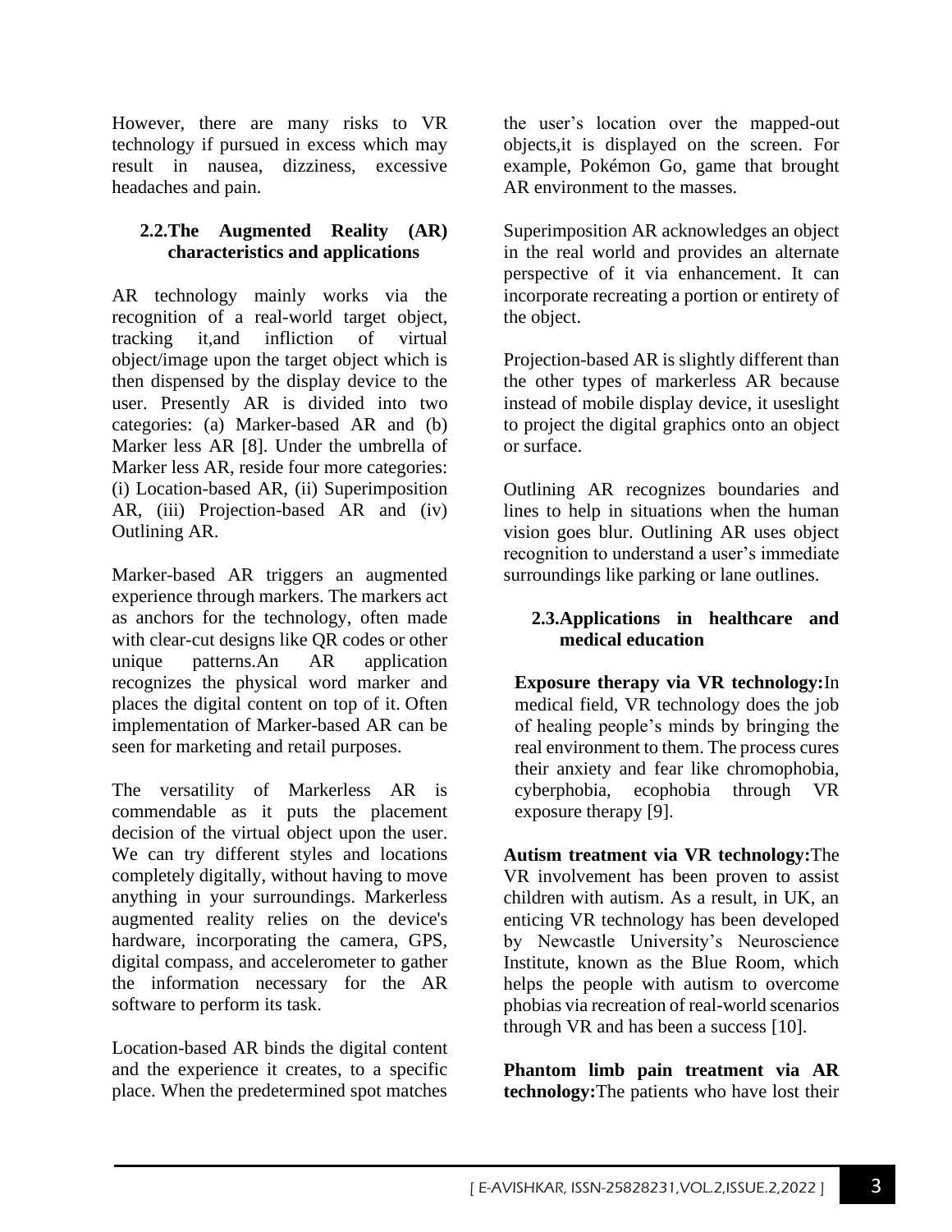However, there are many risks to VR technology if pursued in excess which may result in nausea, dizziness, excessive headaches and pain.

## 2.2.The Augmented Reality (AR) characteristics and applications

AR technology mainly works via the recognition of a real-world target object, tracking it,and infliction of virtual object/image upon the target object which is then dispensed by the display device to the user. Presently AR is divided into two categories: (a) Marker-based AR and (b) Marker less AR [8]. Under the umbrella of Marker less AR, reside four more categories: (i) Location-based AR, (ii) Superimposition AR, (iii) Projection-based AR and (iv) Outlining AR.

Marker-based AR triggers an augmented experience through markers. The markers act as anchors for the technology, often made with clear-cut designs like QR codes or other unique patterns.An AR application recognizes the physical word marker and places the digital content on top of it. Often implementation of Marker-based AR can be seen for marketing and retail purposes.

The versatility of Markerless AR is commendable as it puts the placement decision of the virtual object upon the user. We can try different styles and locations completely digitally, without having to move anything in your surroundings. Markerless augmented reality relies on the device's hardware, incorporating the camera, GPS, digital compass, and accelerometer to gather the information necessary for the AR software to perform its task.

Location-based AR binds the digital content and the experience it creates, to a specific place. When the predetermined spot matches the user's location over the mapped-out objects,it is displayed on the screen. For example, Pokémon Go, game that brought AR environment to the masses.

Superimposition AR acknowledges an object in the real world and provides an alternate perspective of it via enhancement. It can incorporate recreating a portion or entirety of the object.

Projection-based AR is slightly different than the other types of markerless AR because instead of mobile display device, it useslight to project the digital graphics onto an object or surface.

Outlining AR recognizes boundaries and lines to help in situations when the human vision goes blur. Outlining AR uses object recognition to understand a user's immediate surroundings like parking or lane outlines.

## 2.3.Applications in healthcare and medical education

**Exposure therapy via VR technology:**In medical field, VR technology does the job of healing people's minds by bringing the real environment to them. The process cures their anxiety and fear like chromophobia, cyberphobia, ecophobia through VR exposure therapy [9].

**Autism treatment via VR technology:**The VR involvement has been proven to assist children with autism. As a result, in UK, an enticing VR technology has been developed by Newcastle University's Neuroscience Institute, known as the Blue Room, which helps the people with autism to overcome phobias via recreation of real-world scenarios through VR and has been a success [10].

**Phantom limb pain treatment via AR technology:**The patients who have lost their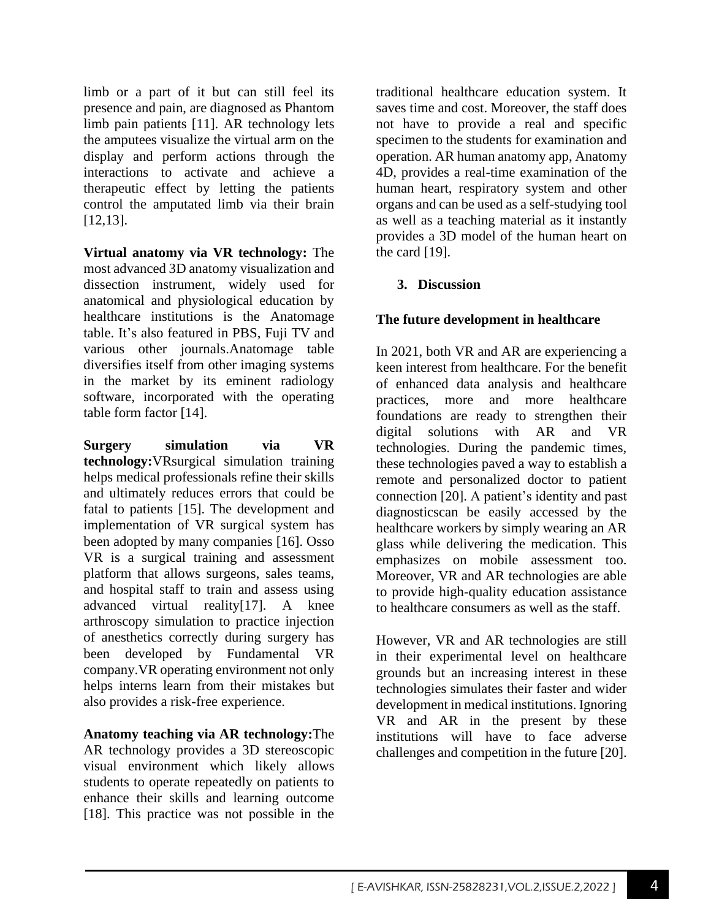limb or a part of it but can still feel its presence and pain, are diagnosed as Phantom limb pain patients [11]. AR technology lets the amputees visualize the virtual arm on the display and perform actions through the interactions to activate and achieve a therapeutic effect by letting the patients control the amputated limb via their brain [12,13].

**Virtual anatomy via VR technology:** The most advanced 3D anatomy visualization and dissection instrument, widely used for anatomical and physiological education by healthcare institutions is the Anatomage table. It's also featured in PBS, Fuji TV and various other journals.Anatomage table diversifies itself from other imaging systems in the market by its eminent radiology software, incorporated with the operating table form factor [14].

**Surgery simulation via VR technology:**VRsurgical simulation training helps medical professionals refine their skills and ultimately reduces errors that could be fatal to patients [15]. The development and implementation of VR surgical system has been adopted by many companies [16]. Osso VR is a surgical training and assessment platform that allows surgeons, sales teams, and hospital staff to train and assess using advanced virtual reality[17]. A knee arthroscopy simulation to practice injection of anesthetics correctly during surgery has been developed by Fundamental VR company.VR operating environment not only helps interns learn from their mistakes but also provides a risk-free experience.

**Anatomy teaching via AR technology:**The AR technology provides a 3D stereoscopic visual environment which likely allows students to operate repeatedly on patients to enhance their skills and learning outcome [18]. This practice was not possible in the traditional healthcare education system. It saves time and cost. Moreover, the staff does not have to provide a real and specific specimen to the students for examination and operation. AR human anatomy app, Anatomy 4D, provides a real-time examination of the human heart, respiratory system and other organs and can be used as a self-studying tool as well as a teaching material as it instantly provides a 3D model of the human heart on the card [19].

## 3. Discussion

**The future development in healthcare**

In 2021, both VR and AR are experiencing a keen interest from healthcare. For the benefit of enhanced data analysis and healthcare practices, more and more healthcare foundations are ready to strengthen their digital solutions with AR and VR technologies. During the pandemic times, these technologies paved a way to establish a remote and personalized doctor to patient connection [20]. A patient's identity and past diagnosticscan be easily accessed by the healthcare workers by simply wearing an AR glass while delivering the medication. This emphasizes on mobile assessment too. Moreover, VR and AR technologies are able to provide high-quality education assistance to healthcare consumers as well as the staff.

However, VR and AR technologies are still in their experimental level on healthcare grounds but an increasing interest in these technologies simulates their faster and wider development in medical institutions. Ignoring VR and AR in the present by these institutions will have to face adverse challenges and competition in the future [20].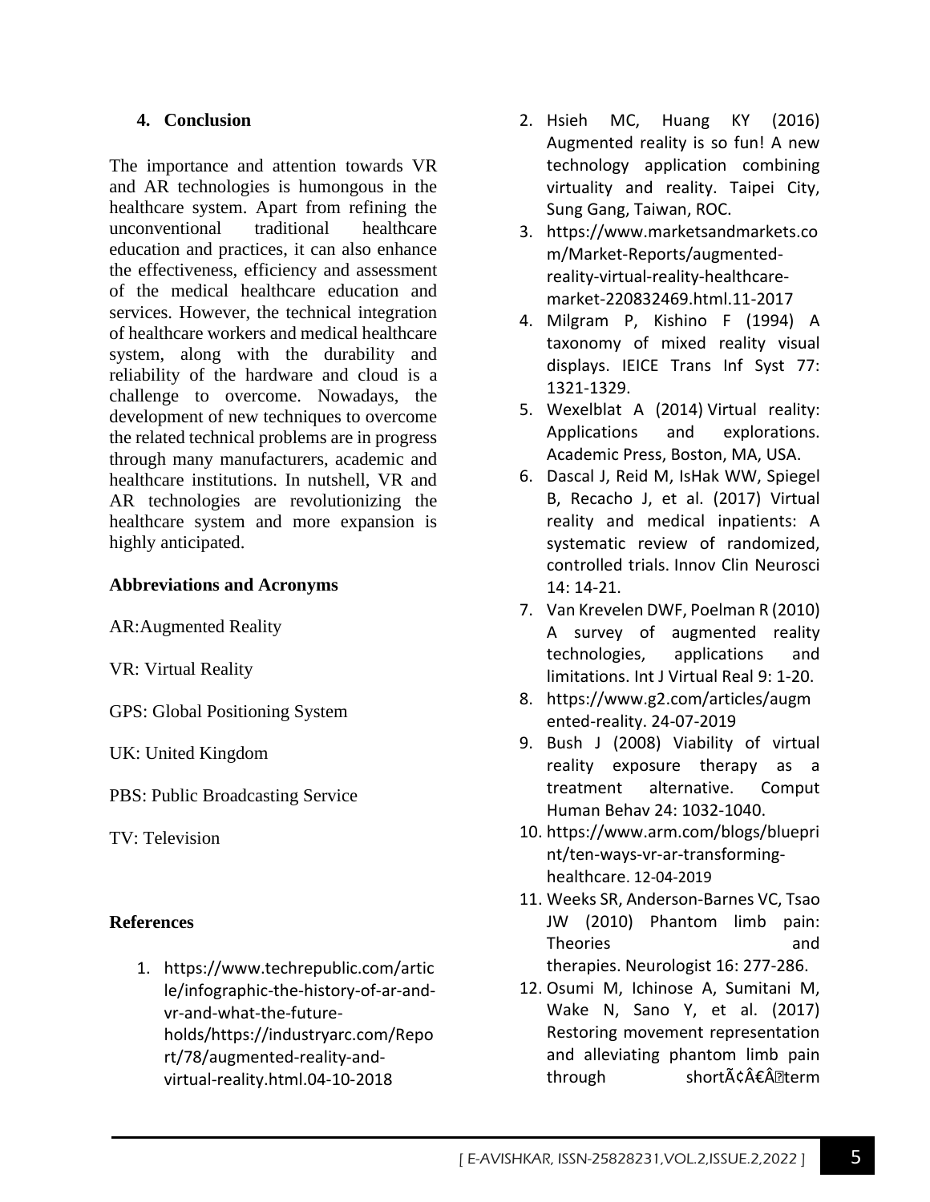## 4. Conclusion

The importance and attention towards VR and AR technologies is humongous in the healthcare system. Apart from refining the unconventional traditional healthcare education and practices, it can also enhance the effectiveness, efficiency and assessment of the medical healthcare education and services. However, the technical integration of healthcare workers and medical healthcare system, along with the durability and reliability of the hardware and cloud is a challenge to overcome. Nowadays, the development of new techniques to overcome the related technical problems are in progress through many manufacturers, academic and healthcare institutions. In nutshell, VR and AR technologies are revolutionizing the healthcare system and more expansion is highly anticipated.

### Abbreviations and Acronyms

AR:Augmented Reality

VR: Virtual Reality

GPS: Global Positioning System

UK: United Kingdom

PBS: Public Broadcasting Service

TV: Television

### References

1. https://www.techrepublic.com/article/infographic-the-history-of-ar-and-vr-and-what-the-future-holds/https://industryarc.com/Report/78/augmented-reality-and-virtual-reality.html.04-10-2018
2. Hsieh MC, Huang KY (2016) Augmented reality is so fun! A new technology application combining virtuality and reality. Taipei City, Sung Gang, Taiwan, ROC.
3. https://www.marketsandmarkets.com/Market-Reports/augmented-reality-virtual-reality-healthcare-market-220832469.html.11-2017
4. Milgram P, Kishino F (1994) A taxonomy of mixed reality visual displays. IEICE Trans Inf Syst 77: 1321-1329.
5. Wexelblat A (2014) Virtual reality: Applications and explorations. Academic Press, Boston, MA, USA.
6. Dascal J, Reid M, IsHak WW, Spiegel B, Recacho J, et al. (2017) Virtual reality and medical inpatients: A systematic review of randomized, controlled trials. Innov Clin Neurosci 14: 14-21.
7. Van Krevelen DWF, Poelman R (2010) A survey of augmented reality technologies, applications and limitations. Int J Virtual Real 9: 1-20.
8. https://www.g2.com/articles/augmented-reality. 24-07-2019
9. Bush J (2008) Viability of virtual reality exposure therapy as a treatment alternative. Comput Human Behav 24: 1032-1040.
10. https://www.arm.com/blogs/blueprint/ten-ways-vr-ar-transforming-healthcare. 12-04-2019
11. Weeks SR, Anderson-Barnes VC, Tsao JW (2010) Phantom limb pain: Theories and therapies. Neurologist 16: 277-286.
12. Osumi M, Ichinose A, Sumitani M, Wake N, Sano Y, et al. (2017) Restoring movement representation and alleviating phantom limb pain through shortÃ¢Â€Â term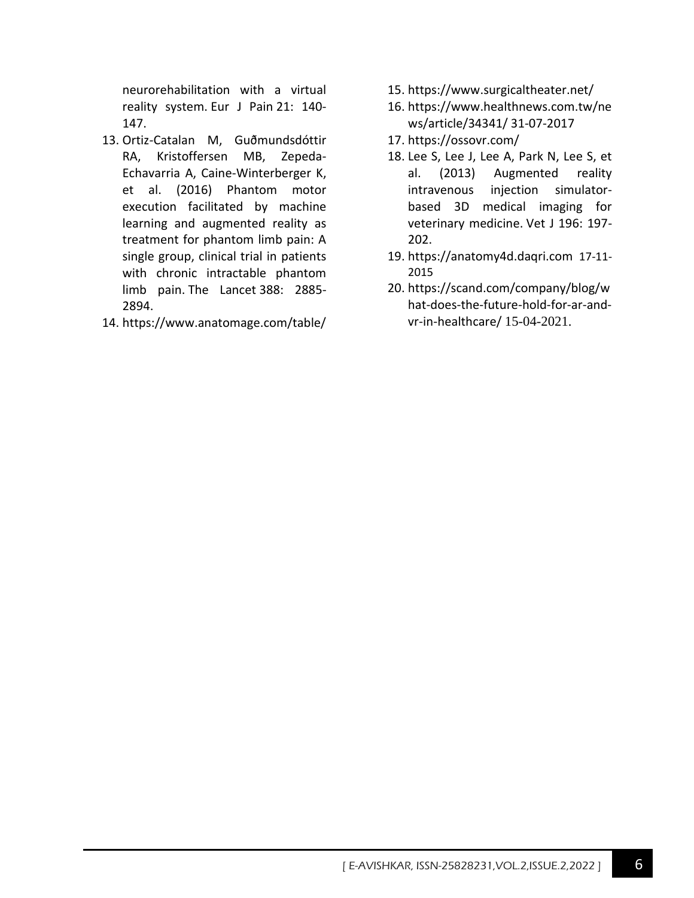neurorehabilitation with a virtual reality system. Eur J Pain 21: 140-147.

13. Ortiz-Catalan M, Guðmundsdóttir RA, Kristoffersen MB, Zepeda-Echavarria A, Caine-Winterberger K, et al. (2016) Phantom motor execution facilitated by machine learning and augmented reality as treatment for phantom limb pain: A single group, clinical trial in patients with chronic intractable phantom limb pain. The Lancet 388: 2885-2894.
14. https://www.anatomage.com/table/
15. https://www.surgicaltheater.net/
16. https://www.healthnews.com.tw/news/article/34341/ 31-07-2017
17. https://ossovr.com/
18. Lee S, Lee J, Lee A, Park N, Lee S, et al. (2013) Augmented reality intravenous injection simulator-based 3D medical imaging for veterinary medicine. Vet J 196: 197-202.
19. https://anatomy4d.daqri.com 17-11-2015
20. https://scand.com/company/blog/what-does-the-future-hold-for-ar-and-vr-in-healthcare/ 15-04-2021.